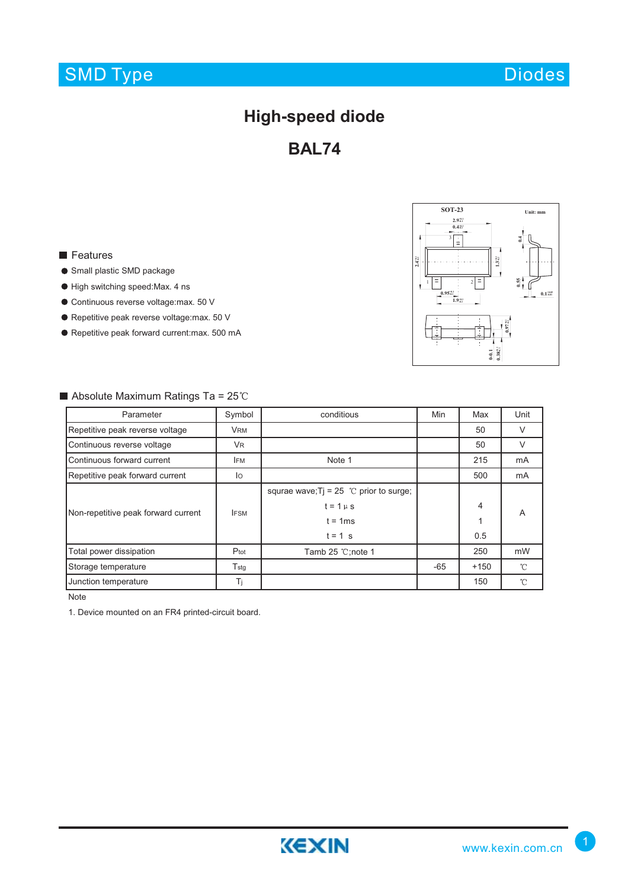SMD Type | Diodes

# High-speed diode

# BAL74

## Features

- Small plastic SMD package
- High switching speed:Max. 4 ns
- Continuous reverse voltage:max. 50 V
- Repetitive peak reverse voltage:max. 50 V
- Repetitive peak forward current:max. 500 mA

## Absolute Maximum Ratings Ta = 25℃

| Parameter | Symbol | conditious | Min | Max | Unit |
|---|---|---|---|---|---|
| Repetitive peak reverse voltage | $V_{RM}$ | | | 50 | V |
| Continuous reverse voltage | $V_R$ | | | 50 | V |
| Continuous forward current | $I_{FM}$ | Note 1 | | 215 | mA |
| Repetitive peak forward current | $I_O$ | | | 500 | mA |
| Non-repetitive peak forward current | $I_{FSM}$ | squrae wave;Tj = 25 ℃ prior to surge;<br>t = 1 μ s<br>t = 1ms<br>t = 1 s | | <br>4<br>1<br>0.5 | A |
| Total power dissipation | $P_{tot}$ | Tamb 25 ℃;note 1 | | 250 | mW |
| Storage temperature | $T_{stg}$ | | -65 | +150 | ℃ |
| Junction temperature | $T_j$ | | | 150 | ℃ |

Note

1. Device mounted on an FR4 printed-circuit board.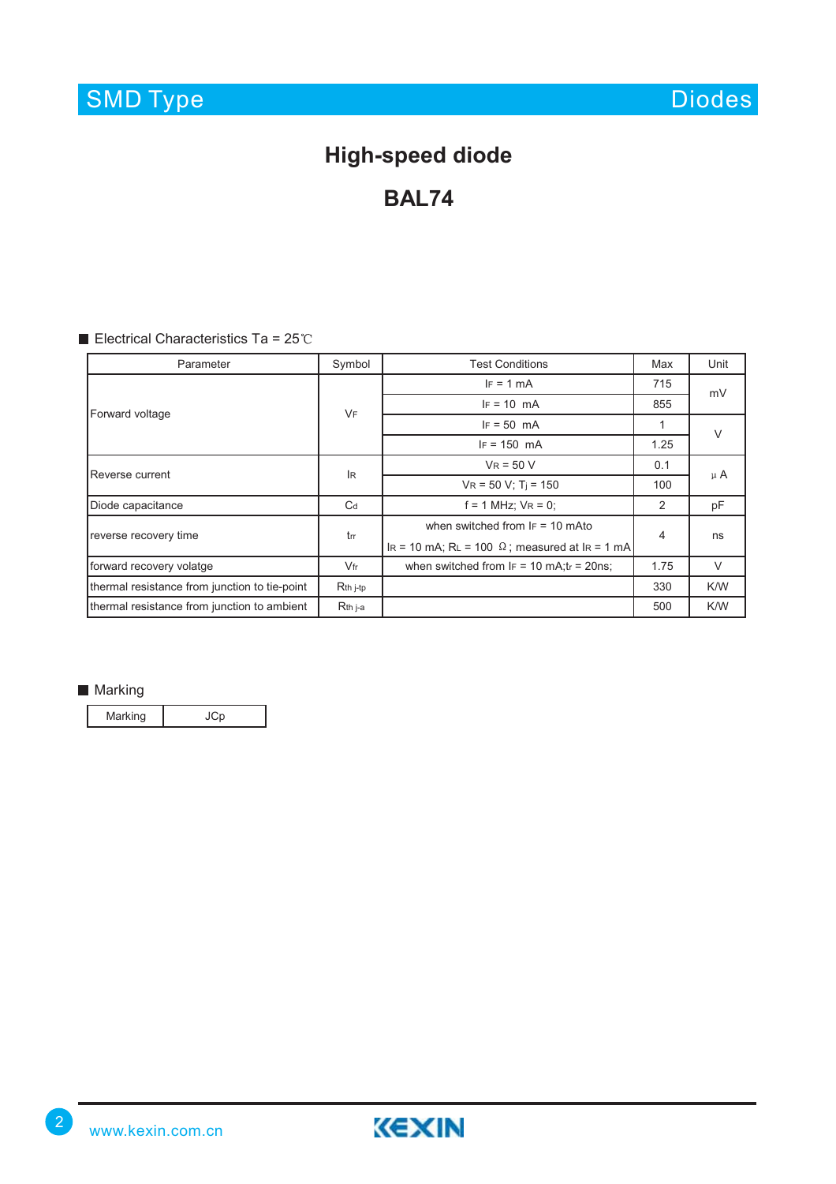# High-speed diode

# BAL74

## Electrical Characteristics Ta = 25℃

| Parameter | Symbol | Test Conditions | Max | Unit |
|---|---|---|---|---|
| Forward voltage | $V_F$ | $I_F$ = 1 mA | 715 | mV |
| | | $I_F$ = 10 mA | 855 | |
| | | $I_F$ = 50 mA | 1 | V |
| | | $I_F$ = 150 mA | 1.25 | |
| Reverse current | $I_R$ | $V_R$ = 50 V | 0.1 | μA |
| | | $V_R$ = 50 V; $T_j$ = 150 | 100 | |
| Diode capacitance | $C_d$ | f = 1 MHz; $V_R$ = 0; | 2 | pF |
| reverse recovery time | $t_{rr}$ | when switched from $I_F$ = 10 mAto $I_R$ = 10 mA; $R_L$ = 100 Ω; measured at $I_R$ = 1 mA | 4 | ns |
| forward recovery volatge | $V_{fr}$ | when switched from $I_F$ = 10 mA;$t_r$ = 20ns; | 1.75 | V |
| thermal resistance from junction to tie-point | $R_{th\ j\text{-}tp}$ | | 330 | K/W |
| thermal resistance from junction to ambient | $R_{th\ j\text{-}a}$ | | 500 | K/W |

## Marking

| Marking | JCp |
|---|---|

www.kexin.com.cn

KEXIN